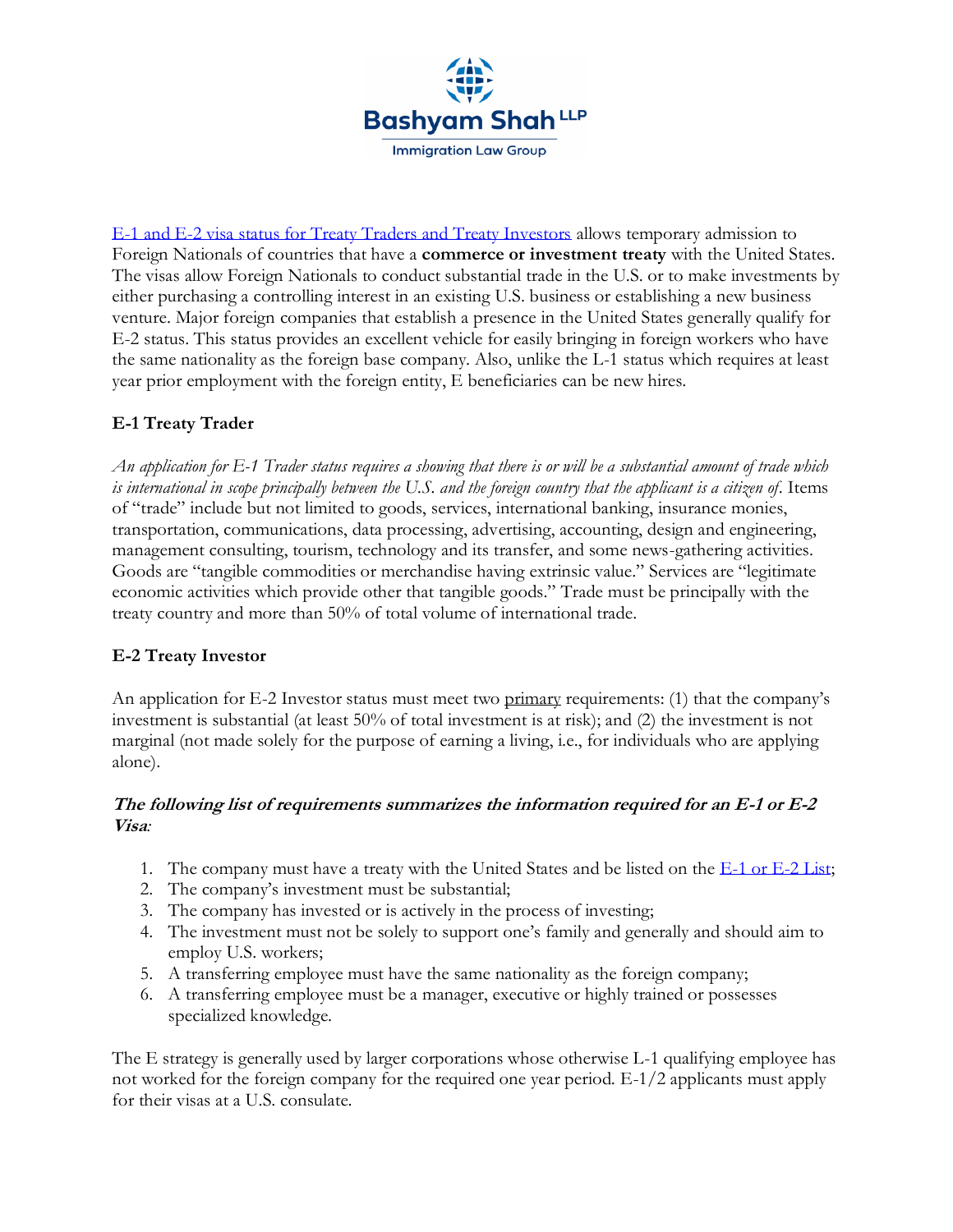Bashyam Shah LLP

Immigration Law Group

[E-1 and E-2 visa status for Treaty Traders and Treaty Investors]() allows temporary admission to Foreign Nationals of countries that have a **commerce or investment treaty** with the United States. The visas allow Foreign Nationals to conduct substantial trade in the U.S. or to make investments by either purchasing a controlling interest in an existing U.S. business or establishing a new business venture. Major foreign companies that establish a presence in the United States generally qualify for E-2 status. This status provides an excellent vehicle for easily bringing in foreign workers who have the same nationality as the foreign base company. Also, unlike the L-1 status which requires at least year prior employment with the foreign entity, E beneficiaries can be new hires.

### E-1 Treaty Trader

*An application for E-1 Trader status requires a showing that there is or will be a substantial amount of trade which is international in scope principally between the U.S. and the foreign country that the applicant is a citizen of*. Items of "trade" include but not limited to goods, services, international banking, insurance monies, transportation, communications, data processing, advertising, accounting, design and engineering, management consulting, tourism, technology and its transfer, and some news-gathering activities. Goods are "tangible commodities or merchandise having extrinsic value." Services are "legitimate economic activities which provide other that tangible goods." Trade must be principally with the treaty country and more than 50% of total volume of international trade.

### E-2 Treaty Investor

An application for E-2 Investor status must meet two <u>primary</u> requirements: (1) that the company's investment is substantial (at least 50% of total investment is at risk); and (2) the investment is not marginal (not made solely for the purpose of earning a living, i.e., for individuals who are applying alone).

***The following list of requirements summarizes the information required for an E-1 or E-2 Visa:***

1. The company must have a treaty with the United States and be listed on the [E-1 or E-2 List]();
2. The company's investment must be substantial;
3. The company has invested or is actively in the process of investing;
4. The investment must not be solely to support one's family and generally and should aim to employ U.S. workers;
5. A transferring employee must have the same nationality as the foreign company;
6. A transferring employee must be a manager, executive or highly trained or possesses specialized knowledge.

The E strategy is generally used by larger corporations whose otherwise L-1 qualifying employee has not worked for the foreign company for the required one year period. E-1/2 applicants must apply for their visas at a U.S. consulate.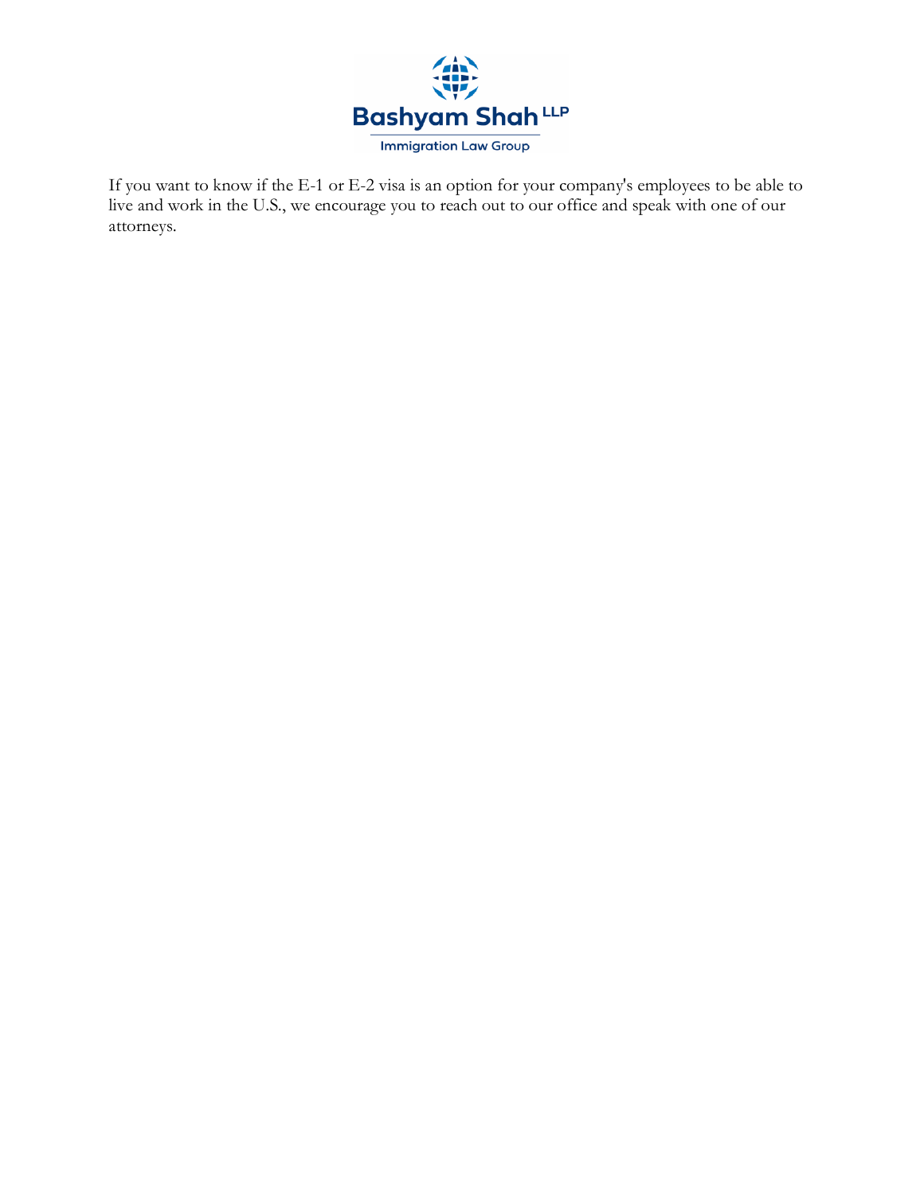If you want to know if the E-1 or E-2 visa is an option for your company's employees to be able to live and work in the U.S., we encourage you to reach out to our office and speak with one of our attorneys.